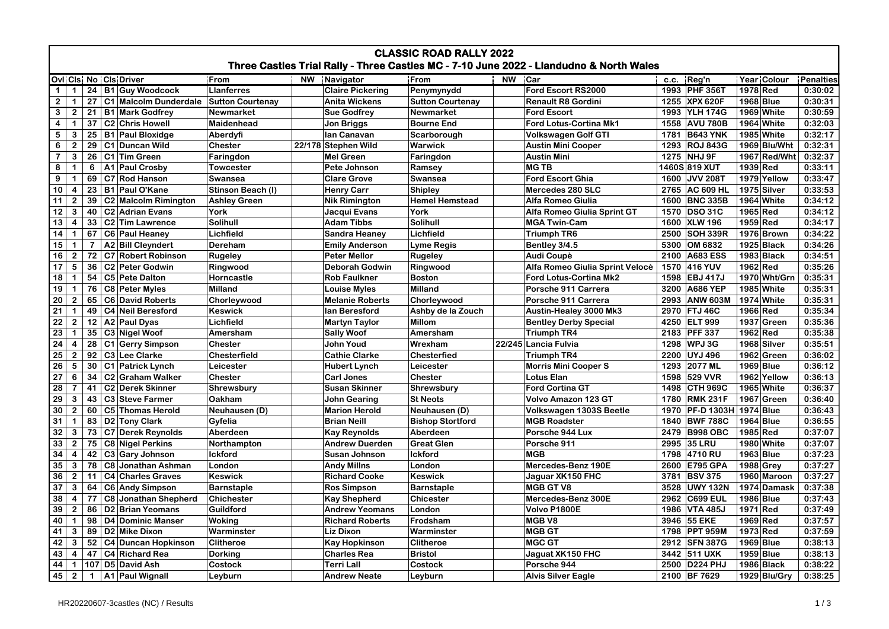# CLASSIC ROAD RALLY 2022

## Three Castles Trial Rally - Three Castles MC - 7-10 June 2022 - Llandudno & North Wales

| Ovl | Cls | No | Cls | Driver | From | NW | Navigator | From | NW | Car | c.c. | Reg'n | Year | Colour | Penalties |
|---|---|---|---|---|---|---|---|---|---|---|---|---|---|---|---|
| 1 | 1 | 24 | B1 | Guy Woodcock | Llanferres | | Claire Pickering | Penymynydd | | Ford Escort RS2000 | 1993 | PHF 356T | 1978 | Red | 0:30:02 |
| 2 | 1 | 27 | C1 | Malcolm Dunderdale | Sutton Courtenay | | Anita Wickens | Sutton Courtenay | | Renault R8 Gordini | 1255 | XPX 620F | 1968 | Blue | 0:30:31 |
| 3 | 2 | 21 | B1 | Mark Godfrey | Newmarket | | Sue Godfrey | Newmarket | | Ford Escort | 1993 | YLH 174G | 1969 | White | 0:30:59 |
| 4 | 1 | 37 | C2 | Chris Howell | Maidenhead | | Jon Briggs | Bourne End | | Ford Lotus-Cortina Mk1 | 1558 | AVU 780B | 1964 | White | 0:32:03 |
| 5 | 3 | 25 | B1 | Paul Bloxidge | Aberdyfi | | Ian Canavan | Scarborough | | Volkswagen Golf GTI | 1781 | B643 YNK | 1985 | White | 0:32:17 |
| 6 | 2 | 29 | C1 | Duncan Wild | Chester | 22/178 | Stephen Wild | Warwick | | Austin Mini Cooper | 1293 | ROJ 843G | 1969 | Blu/Wht | 0:32:31 |
| 7 | 3 | 26 | C1 | Tim Green | Faringdon | | Mel Green | Faringdon | | Austin Mini | 1275 | NHJ 9F | 1967 | Red/Wht | 0:32:37 |
| 8 | 1 | 6 | A1 | Paul Crosby | Towcester | | Pete Johnson | Ramsey | | MG TB | 1460S | 819 XUT | 1939 | Red | 0:33:11 |
| 9 | 1 | 69 | C7 | Rod Hanson | Swansea | | Clare Grove | Swansea | | Ford Escort Ghia | 1600 | JVV 208T | 1979 | Yellow | 0:33:47 |
| 10 | 4 | 23 | B1 | Paul O'Kane | Stinson Beach (I) | | Henry Carr | Shipley | | Mercedes 280 SLC | 2765 | AC 609 HL | 1975 | Silver | 0:33:53 |
| 11 | 2 | 39 | C2 | Malcolm Rimington | Ashley Green | | Nik Rimington | Hemel Hemstead | | Alfa Romeo Giulia | 1600 | BNC 335B | 1964 | White | 0:34:12 |
| 12 | 3 | 40 | C2 | Adrian Evans | York | | Jacqui Evans | York | | Alfa Romeo Giulia Sprint GT | 1570 | DSO 31C | 1965 | Red | 0:34:12 |
| 13 | 4 | 33 | C2 | Tim Lawrence | Solihull | | Adam Tibbs | Solihull | | MGA Twin-Cam | 1600 | XLW 196 | 1959 | Red | 0:34:17 |
| 14 | 1 | 67 | C6 | Paul Heaney | Lichfield | | Sandra Heaney | Lichfield | | Triumph TR6 | 2500 | SOH 339R | 1976 | Brown | 0:34:22 |
| 15 | 1 | 7 | A2 | Bill Cleyndert | Dereham | | Emily Anderson | Lyme Regis | | Bentley 3/4.5 | 5300 | OM 6832 | 1925 | Black | 0:34:26 |
| 16 | 2 | 72 | C7 | Robert Robinson | Rugeley | | Peter Mellor | Rugeley | | Audi Coupè | 2100 | A683 ESS | 1983 | Black | 0:34:51 |
| 17 | 5 | 36 | C2 | Peter Godwin | Ringwood | | Deborah Godwin | Ringwood | | Alfa Romeo Giulia Sprint Velocè | 1570 | 416 YUV | 1962 | Red | 0:35:26 |
| 18 | 1 | 54 | C5 | Pete Dalton | Horncastle | | Rob Faulkner | Boston | | Ford Lotus-Cortina Mk2 | 1598 | EBJ 417J | 1970 | Wht/Grn | 0:35:31 |
| 19 | 1 | 76 | C8 | Peter Myles | Milland | | Louise Myles | Milland | | Porsche 911 Carrera | 3200 | A686 YEP | 1985 | White | 0:35:31 |
| 20 | 2 | 65 | C6 | David Roberts | Chorleywood | | Melanie Roberts | Chorleywood | | Porsche 911 Carrera | 2993 | ANW 603M | 1974 | White | 0:35:31 |
| 21 | 1 | 49 | C4 | Neil Beresford | Keswick | | Ian Beresford | Ashby de la Zouch | | Austin-Healey 3000 Mk3 | 2970 | FTJ 46C | 1966 | Red | 0:35:34 |
| 22 | 2 | 12 | A2 | Paul Dyas | Lichfield | | Martyn Taylor | Millom | | Bentley Derby Special | 4250 | ELT 999 | 1937 | Green | 0:35:36 |
| 23 | 1 | 35 | C3 | Nigel Woof | Amersham | | Sally Woof | Amersham | | Triumph TR4 | 2183 | PFF 337 | 1962 | Red | 0:35:38 |
| 24 | 4 | 28 | C1 | Gerry Simpson | Chester | | John Youd | Wrexham | 22/245 | Lancia Fulvia | 1298 | WPJ 3G | 1968 | Silver | 0:35:51 |
| 25 | 2 | 92 | C3 | Lee Clarke | Chesterfield | | Cathie Clarke | Chesterfied | | Triumph TR4 | 2200 | UYJ 496 | 1962 | Green | 0:36:02 |
| 26 | 5 | 30 | C1 | Patrick Lynch | Leicester | | Hubert Lynch | Leicester | | Morris Mini Cooper S | 1293 | 2077 ML | 1969 | Blue | 0:36:12 |
| 27 | 6 | 34 | C2 | Graham Walker | Chester | | Carl Jones | Chester | | Lotus Elan | 1598 | 529 VVR | 1962 | Yellow | 0:36:13 |
| 28 | 7 | 41 | C2 | Derek Skinner | Shrewsbury | | Susan Skinner | Shrewsbury | | Ford Cortina GT | 1498 | CTH 969C | 1965 | White | 0:36:37 |
| 29 | 3 | 43 | C3 | Steve Farmer | Oakham | | John Gearing | St Neots | | Volvo Amazon 123 GT | 1780 | RMK 231F | 1967 | Green | 0:36:40 |
| 30 | 2 | 60 | C5 | Thomas Herold | Neuhausen (D) | | Marion Herold | Neuhausen (D) | | Volkswagen 1303S Beetle | 1970 | PF-D 1303H | 1974 | Blue | 0:36:43 |
| 31 | 1 | 83 | D2 | Tony Clark | Gyfelia | | Brian Neill | Bishop Stortford | | MGB Roadster | 1840 | BWF 788C | 1964 | Blue | 0:36:55 |
| 32 | 3 | 73 | C7 | Derek Reynolds | Aberdeen | | Kay Reynolds | Aberdeen | | Porsche 944 Lux | 2479 | B998 OBC | 1985 | Red | 0:37:07 |
| 33 | 2 | 75 | C8 | Nigel Perkins | Northampton | | Andrew Duerden | Great Glen | | Porsche 911 | 2995 | 35 LRU | 1980 | White | 0:37:07 |
| 34 | 4 | 42 | C3 | Gary Johnson | Ickford | | Susan Johnson | Ickford | | MGB | 1798 | 4710 RU | 1963 | Blue | 0:37:23 |
| 35 | 3 | 78 | C8 | Jonathan Ashman | London | | Andy Millns | London | | Mercedes-Benz 190E | 2600 | E795 GPA | 1988 | Grey | 0:37:27 |
| 36 | 2 | 11 | C4 | Charles Graves | Keswick | | Richard Cooke | Keswick | | Jaguar XK150 FHC | 3781 | BSV 375 | 1960 | Maroon | 0:37:27 |
| 37 | 3 | 64 | C6 | Andy Simpson | Barnstaple | | Ros Simpson | Barnstaple | | MGB GT V8 | 3528 | UWY 132N | 1974 | Damask | 0:37:38 |
| 38 | 4 | 77 | C8 | Jonathan Shepherd | Chichester | | Kay Shepherd | Chicester | | Mercedes-Benz 300E | 2962 | C699 EUL | 1986 | Blue | 0:37:43 |
| 39 | 2 | 86 | D2 | Brian Yeomans | Guildford | | Andrew Yeomans | London | | Volvo P1800E | 1986 | VTA 485J | 1971 | Red | 0:37:49 |
| 40 | 1 | 98 | D4 | Dominic Manser | Woking | | Richard Roberts | Frodsham | | MGB V8 | 3946 | 55 EKE | 1969 | Red | 0:37:57 |
| 41 | 3 | 89 | D2 | Mike Dixon | Warminster | | Liz Dixon | Warminster | | MGB GT | 1798 | PPT 959M | 1973 | Red | 0:37:59 |
| 42 | 3 | 52 | C4 | Duncan Hopkinson | Clitheroe | | Kay Hopkinson | Clitheroe | | MGC GT | 2912 | SFN 387G | 1969 | Blue | 0:38:13 |
| 43 | 4 | 47 | C4 | Richard Rea | Dorking | | Charles Rea | Bristol | | Jaguat XK150 FHC | 3442 | 511 UXK | 1959 | Blue | 0:38:13 |
| 44 | 1 | 107 | D5 | David Ash | Costock | | Terri Lall | Costock | | Porsche 944 | 2500 | D224 PHJ | 1986 | Black | 0:38:22 |
| 45 | 2 | 1 | A1 | Paul Wignall | Leyburn | | Andrew Neate | Leyburn | | Alvis Silver Eagle | 2100 | BF 7629 | 1929 | Blu/Gry | 0:38:25 |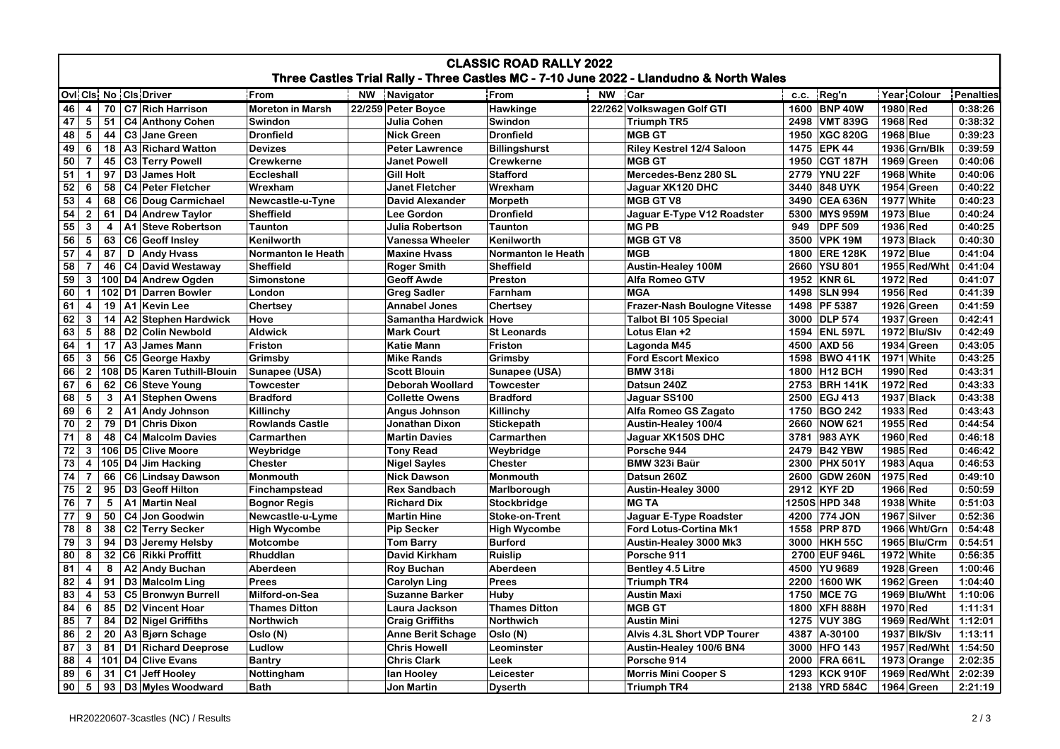# CLASSIC ROAD RALLY 2022

## Three Castles Trial Rally - Three Castles MC - 7-10 June 2022 - Llandudno & North Wales

| Ovl | Cls | No | Cls | Driver | From | NW | Navigator | From | NW | Car | c.c. | Reg'n | Year | Colour | Penalties |
|---|---|---|---|---|---|---|---|---|---|---|---|---|---|---|---|
| 46 | 4 | 70 | C7 | Rich Harrison | Moreton in Marsh | 22/259 | Peter Boyce | Hawkinge | 22/262 | Volkswagen Golf GTI | 1600 | BNP 40W | 1980 | Red | 0:38:26 |
| 47 | 5 | 51 | C4 | Anthony Cohen | Swindon | | Julia Cohen | Swindon | | Triumph TR5 | 2498 | VMT 839G | 1968 | Red | 0:38:32 |
| 48 | 5 | 44 | C3 | Jane Green | Dronfield | | Nick Green | Dronfield | | MGB GT | 1950 | XGC 820G | 1968 | Blue | 0:39:23 |
| 49 | 6 | 18 | A3 | Richard Watton | Devizes | | Peter Lawrence | Billingshurst | | Riley Kestrel 12/4 Saloon | 1475 | EPK 44 | 1936 | Grn/Blk | 0:39:59 |
| 50 | 7 | 45 | C3 | Terry Powell | Crewkerne | | Janet Powell | Crewkerne | | MGB GT | 1950 | CGT 187H | 1969 | Green | 0:40:06 |
| 51 | 1 | 97 | D3 | James Holt | Eccleshall | | Gill Holt | Stafford | | Mercedes-Benz 280 SL | 2779 | YNU 22F | 1968 | White | 0:40:06 |
| 52 | 6 | 58 | C4 | Peter Fletcher | Wrexham | | Janet Fletcher | Wrexham | | Jaguar XK120 DHC | 3440 | 848 UYK | 1954 | Green | 0:40:22 |
| 53 | 4 | 68 | C6 | Doug Carmichael | Newcastle-u-Tyne | | David Alexander | Morpeth | | MGB GT V8 | 3490 | CEA 636N | 1977 | White | 0:40:23 |
| 54 | 2 | 61 | D4 | Andrew Taylor | Sheffield | | Lee Gordon | Dronfield | | Jaguar E-Type V12 Roadster | 5300 | MYS 959M | 1973 | Blue | 0:40:24 |
| 55 | 3 | 4 | A1 | Steve Robertson | Taunton | | Julia Robertson | Taunton | | MG PB | 949 | DPF 509 | 1936 | Red | 0:40:25 |
| 56 | 5 | 63 | C6 | Geoff Insley | Kenilworth | | Vanessa Wheeler | Kenilworth | | MGB GT V8 | 3500 | VPK 19M | 1973 | Black | 0:40:30 |
| 57 | 4 | 87 | D | Andy Hvass | Normanton le Heath | | Maxine Hvass | Normanton le Heath | | MGB | 1800 | ERE 128K | 1972 | Blue | 0:41:04 |
| 58 | 7 | 46 | C4 | David Westaway | Sheffield | | Roger Smith | Sheffield | | Austin-Healey 100M | 2660 | YSU 801 | 1955 | Red/Wht | 0:41:04 |
| 59 | 3 | 100 | D4 | Andrew Ogden | Simonstone | | Geoff Awde | Preston | | Alfa Romeo GTV | 1952 | KNR 6L | 1972 | Red | 0:41:07 |
| 60 | 1 | 102 | D1 | Darren Bowler | London | | Greg Sadler | Farnham | | MGA | 1498 | SLN 994 | 1956 | Red | 0:41:39 |
| 61 | 4 | 19 | A1 | Kevin Lee | Chertsey | | Annabel Jones | Chertsey | | Frazer-Nash Boulogne Vitesse | 1498 | PF 5387 | 1926 | Green | 0:41:59 |
| 62 | 3 | 14 | A2 | Stephen Hardwick | Hove | | Samantha Hardwick | Hove | | Talbot BI 105 Special | 3000 | DLP 574 | 1937 | Green | 0:42:41 |
| 63 | 5 | 88 | D2 | Colin Newbold | Aldwick | | Mark Court | St Leonards | | Lotus Elan +2 | 1594 | ENL 597L | 1972 | Blu/Slv | 0:42:49 |
| 64 | 1 | 17 | A3 | James Mann | Friston | | Katie Mann | Friston | | Lagonda M45 | 4500 | AXD 56 | 1934 | Green | 0:43:05 |
| 65 | 3 | 56 | C5 | George Haxby | Grimsby | | Mike Rands | Grimsby | | Ford Escort Mexico | 1598 | BWO 411K | 1971 | White | 0:43:25 |
| 66 | 2 | 108 | D5 | Karen Tuthill-Blouin | Sunapee (USA) | | Scott Blouin | Sunapee (USA) | | BMW 318i | 1800 | H12 BCH | 1990 | Red | 0:43:31 |
| 67 | 6 | 62 | C6 | Steve Young | Towcester | | Deborah Woollard | Towcester | | Datsun 240Z | 2753 | BRH 141K | 1972 | Red | 0:43:33 |
| 68 | 5 | 3 | A1 | Stephen Owens | Bradford | | Collette Owens | Bradford | | Jaguar SS100 | 2500 | EGJ 413 | 1937 | Black | 0:43:38 |
| 69 | 6 | 2 | A1 | Andy Johnson | Killinchy | | Angus Johnson | Killinchy | | Alfa Romeo GS Zagato | 1750 | BGO 242 | 1933 | Red | 0:43:43 |
| 70 | 2 | 79 | D1 | Chris Dixon | Rowlands Castle | | Jonathan Dixon | Stickepath | | Austin-Healey 100/4 | 2660 | NOW 621 | 1955 | Red | 0:44:54 |
| 71 | 8 | 48 | C4 | Malcolm Davies | Carmarthen | | Martin Davies | Carmarthen | | Jaguar XK150S DHC | 3781 | 983 AYK | 1960 | Red | 0:46:18 |
| 72 | 3 | 106 | D5 | Clive Moore | Weybridge | | Tony Read | Weybridge | | Porsche 944 | 2479 | B42 YBW | 1985 | Red | 0:46:42 |
| 73 | 4 | 105 | D4 | Jim Hacking | Chester | | Nigel Sayles | Chester | | BMW 323i Baür | 2300 | PHX 501Y | 1983 | Aqua | 0:46:53 |
| 74 | 7 | 66 | C6 | Lindsay Dawson | Monmouth | | Nick Dawson | Monmouth | | Datsun 260Z | 2600 | GDW 260N | 1975 | Red | 0:49:10 |
| 75 | 2 | 95 | D3 | Geoff Hilton | Finchampstead | | Rex Sandbach | Marlborough | | Austin-Healey 3000 | 2912 | KYF 2D | 1966 | Red | 0:50:59 |
| 76 | 7 | 5 | A1 | Martin Neal | Bognor Regis | | Richard Dix | Stockbridge | | MG TA | 1250S | HPD 348 | 1938 | White | 0:51:03 |
| 77 | 9 | 50 | C4 | Jon Goodwin | Newcastle-u-Lyme | | Martin Hine | Stoke-on-Trent | | Jaguar E-Type Roadster | 4200 | 774 JON | 1967 | Silver | 0:52:36 |
| 78 | 8 | 38 | C2 | Terry Secker | High Wycombe | | Pip Secker | High Wycombe | | Ford Lotus-Cortina Mk1 | 1558 | PRP 87D | 1966 | Wht/Grn | 0:54:48 |
| 79 | 3 | 94 | D3 | Jeremy Helsby | Motcombe | | Tom Barry | Burford | | Austin-Healey 3000 Mk3 | 3000 | HKH 55C | 1965 | Blu/Crm | 0:54:51 |
| 80 | 8 | 32 | C6 | Rikki Proffitt | Rhuddlan | | David Kirkham | Ruislip | | Porsche 911 | 2700 | EUF 946L | 1972 | White | 0:56:35 |
| 81 | 4 | 8 | A2 | Andy Buchan | Aberdeen | | Roy Buchan | Aberdeen | | Bentley 4.5 Litre | 4500 | YU 9689 | 1928 | Green | 1:00:46 |
| 82 | 4 | 91 | D3 | Malcolm Ling | Prees | | Carolyn Ling | Prees | | Triumph TR4 | 2200 | 1600 WK | 1962 | Green | 1:04:40 |
| 83 | 4 | 53 | C5 | Bronwyn Burrell | Milford-on-Sea | | Suzanne Barker | Huby | | Austin Maxi | 1750 | MCE 7G | 1969 | Blu/Wht | 1:10:06 |
| 84 | 6 | 85 | D2 | Vincent Hoar | Thames Ditton | | Laura Jackson | Thames Ditton | | MGB GT | 1800 | XFH 888H | 1970 | Red | 1:11:31 |
| 85 | 7 | 84 | D2 | Nigel Griffiths | Northwich | | Craig Griffiths | Northwich | | Austin Mini | 1275 | VUY 38G | 1969 | Red/Wht | 1:12:01 |
| 86 | 2 | 20 | A3 | Bjørn Schage | Oslo (N) | | Anne Berit Schage | Oslo (N) | | Alvis 4.3L Short VDP Tourer | 4387 | A-30100 | 1937 | Blk/Slv | 1:13:11 |
| 87 | 3 | 81 | D1 | Richard Deeprose | Ludlow | | Chris Howell | Leominster | | Austin-Healey 100/6 BN4 | 3000 | HFO 143 | 1957 | Red/Wht | 1:54:50 |
| 88 | 4 | 101 | D4 | Clive Evans | Bantry | | Chris Clark | Leek | | Porsche 914 | 2000 | FRA 661L | 1973 | Orange | 2:02:35 |
| 89 | 6 | 31 | C1 | Jeff Hooley | Nottingham | | Ian Hooley | Leicester | | Morris Mini Cooper S | 1293 | KCK 910F | 1969 | Red/Wht | 2:02:39 |
| 90 | 5 | 93 | D3 | Myles Woodward | Bath | | Jon Martin | Dyserth | | Triumph TR4 | 2138 | YRD 584C | 1964 | Green | 2:21:19 |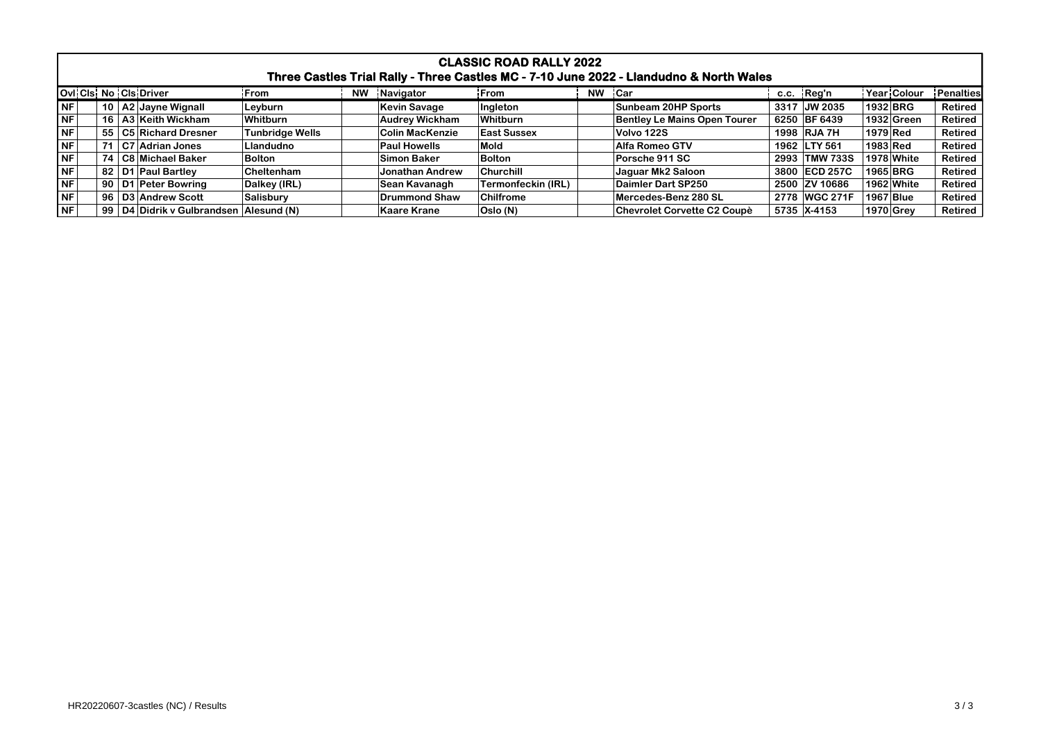# CLASSIC ROAD RALLY 2022

## Three Castles Trial Rally - Three Castles MC - 7-10 June 2022 - Llandudno & North Wales

| Ovl | Cls | No | Cls | Driver | From | NW | Navigator | From | NW | Car | c.c. | Reg'n | Year | Colour | Penalties |
|---|---|---|---|---|---|---|---|---|---|---|---|---|---|---|---|
| NF | | 10 | A2 | Jayne Wignall | Leyburn | | Kevin Savage | Ingleton | | Sunbeam 20HP Sports | 3317 | JW 2035 | 1932 | BRG | Retired |
| NF | | 16 | A3 | Keith Wickham | Whitburn | | Audrey Wickham | Whitburn | | Bentley Le Mains Open Tourer | 6250 | BF 6439 | 1932 | Green | Retired |
| NF | | 55 | C5 | Richard Dresner | Tunbridge Wells | | Colin MacKenzie | East Sussex | | Volvo 122S | 1998 | RJA 7H | 1979 | Red | Retired |
| NF | | 71 | C7 | Adrian Jones | Llandudno | | Paul Howells | Mold | | Alfa Romeo GTV | 1962 | LTY 561 | 1983 | Red | Retired |
| NF | | 74 | C8 | Michael Baker | Bolton | | Simon Baker | Bolton | | Porsche 911 SC | 2993 | TMW 733S | 1978 | White | Retired |
| NF | | 82 | D1 | Paul Bartley | Cheltenham | | Jonathan Andrew | Churchill | | Jaguar Mk2 Saloon | 3800 | ECD 257C | 1965 | BRG | Retired |
| NF | | 90 | D1 | Peter Bowring | Dalkey (IRL) | | Sean Kavanagh | Termonfeckin (IRL) | | Daimler Dart SP250 | 2500 | ZV 10686 | 1962 | White | Retired |
| NF | | 96 | D3 | Andrew Scott | Salisbury | | Drummond Shaw | Chilfrome | | Mercedes-Benz 280 SL | 2778 | WGC 271F | 1967 | Blue | Retired |
| NF | | 99 | D4 | Didrik v Gulbrandsen | Alesund (N) | | Kaare Krane | Oslo (N) | | Chevrolet Corvette C2 Coupè | 5735 | X-4153 | 1970 | Grey | Retired |

HR20220607-3castles (NC) / Results